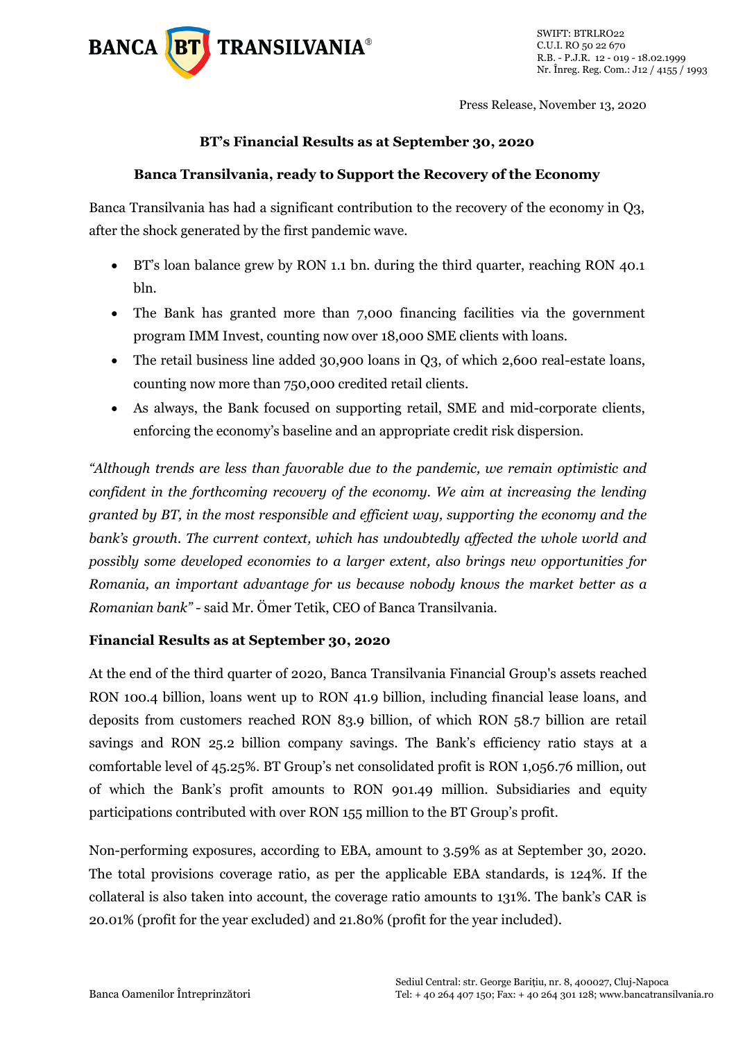Press Release, November 13, 2020

# BT's Financial Results as at September 30, 2020

## Banca Transilvania, ready to Support the Recovery of the Economy

Banca Transilvania has had a significant contribution to the recovery of the economy in Q3, after the shock generated by the first pandemic wave.

- BT's loan balance grew by RON 1.1 bn. during the third quarter, reaching RON 40.1 bln.
- The Bank has granted more than 7,000 financing facilities via the government program IMM Invest, counting now over 18,000 SME clients with loans.
- The retail business line added 30,900 loans in Q3, of which 2,600 real-estate loans, counting now more than 750,000 credited retail clients.
- As always, the Bank focused on supporting retail, SME and mid-corporate clients, enforcing the economy's baseline and an appropriate credit risk dispersion.

*"Although trends are less than favorable due to the pandemic, we remain optimistic and confident in the forthcoming recovery of the economy. We aim at increasing the lending granted by BT, in the most responsible and efficient way, supporting the economy and the bank's growth. The current context, which has undoubtedly affected the whole world and possibly some developed economies to a larger extent, also brings new opportunities for Romania, an important advantage for us because nobody knows the market better as a Romanian bank"* - said Mr. Ömer Tetik, CEO of Banca Transilvania.

### Financial Results as at September 30, 2020

At the end of the third quarter of 2020, Banca Transilvania Financial Group's assets reached RON 100.4 billion, loans went up to RON 41.9 billion, including financial lease loans, and deposits from customers reached RON 83.9 billion, of which RON 58.7 billion are retail savings and RON 25.2 billion company savings. The Bank's efficiency ratio stays at a comfortable level of 45.25%. BT Group's net consolidated profit is RON 1,056.76 million, out of which the Bank's profit amounts to RON 901.49 million. Subsidiaries and equity participations contributed with over RON 155 million to the BT Group's profit.

Non-performing exposures, according to EBA, amount to 3.59% as at September 30, 2020. The total provisions coverage ratio, as per the applicable EBA standards, is 124%. If the collateral is also taken into account, the coverage ratio amounts to 131%. The bank's CAR is 20.01% (profit for the year excluded) and 21.80% (profit for the year included).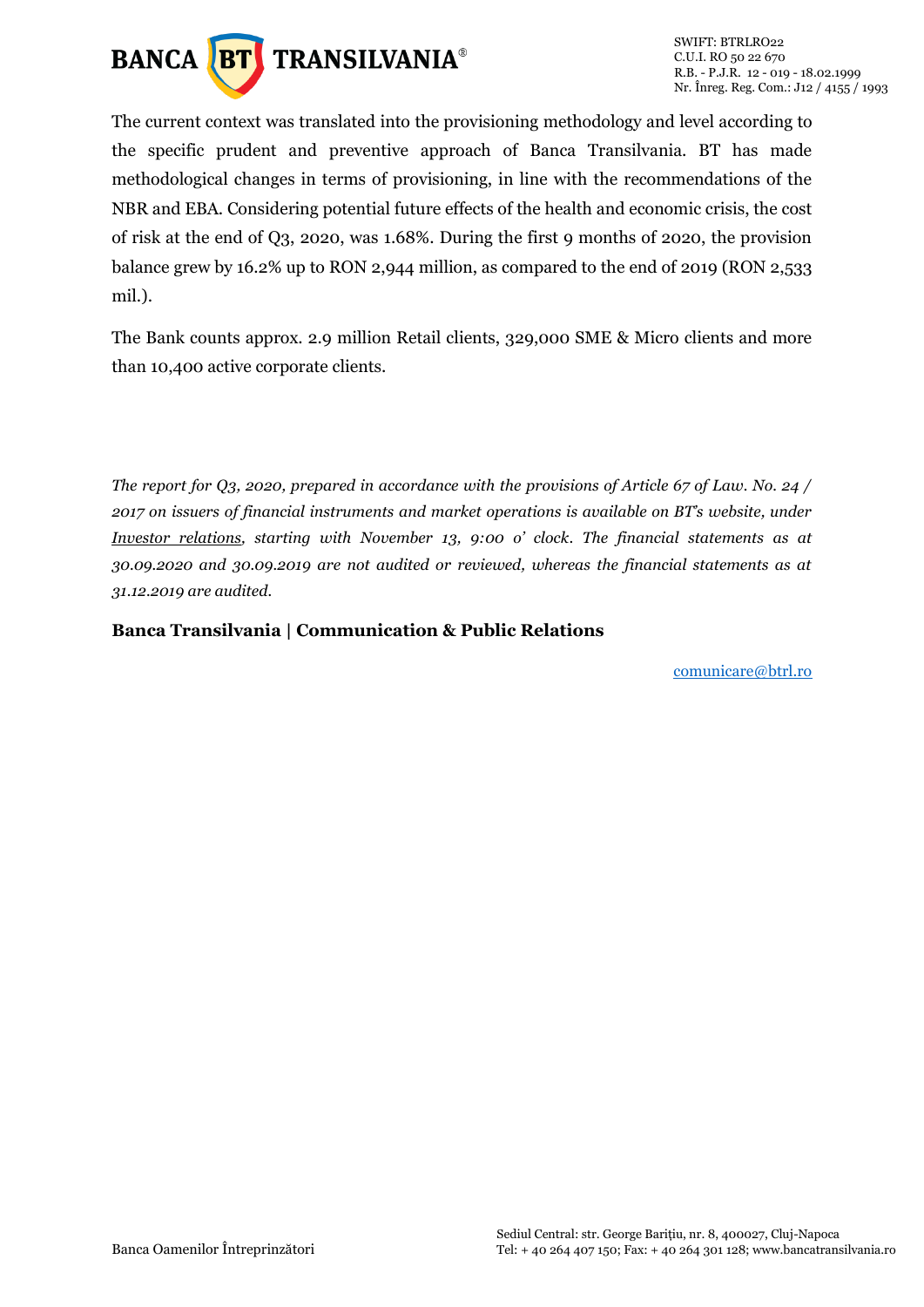The current context was translated into the provisioning methodology and level according to the specific prudent and preventive approach of Banca Transilvania. BT has made methodological changes in terms of provisioning, in line with the recommendations of the NBR and EBA. Considering potential future effects of the health and economic crisis, the cost of risk at the end of Q3, 2020, was 1.68%. During the first 9 months of 2020, the provision balance grew by 16.2% up to RON 2,944 million, as compared to the end of 2019 (RON 2,533 mil.).

The Bank counts approx. 2.9 million Retail clients, 329,000 SME & Micro clients and more than 10,400 active corporate clients.

*The report for Q3, 2020, prepared in accordance with the provisions of Article 67 of Law. No. 24 / 2017 on issuers of financial instruments and market operations is available on BT's website, under Investor relations, starting with November 13, 9:00 o' clock. The financial statements as at 30.09.2020 and 30.09.2019 are not audited or reviewed, whereas the financial statements as at 31.12.2019 are audited.*

**Banca Transilvania | Communication & Public Relations**

comunicare@btrl.ro